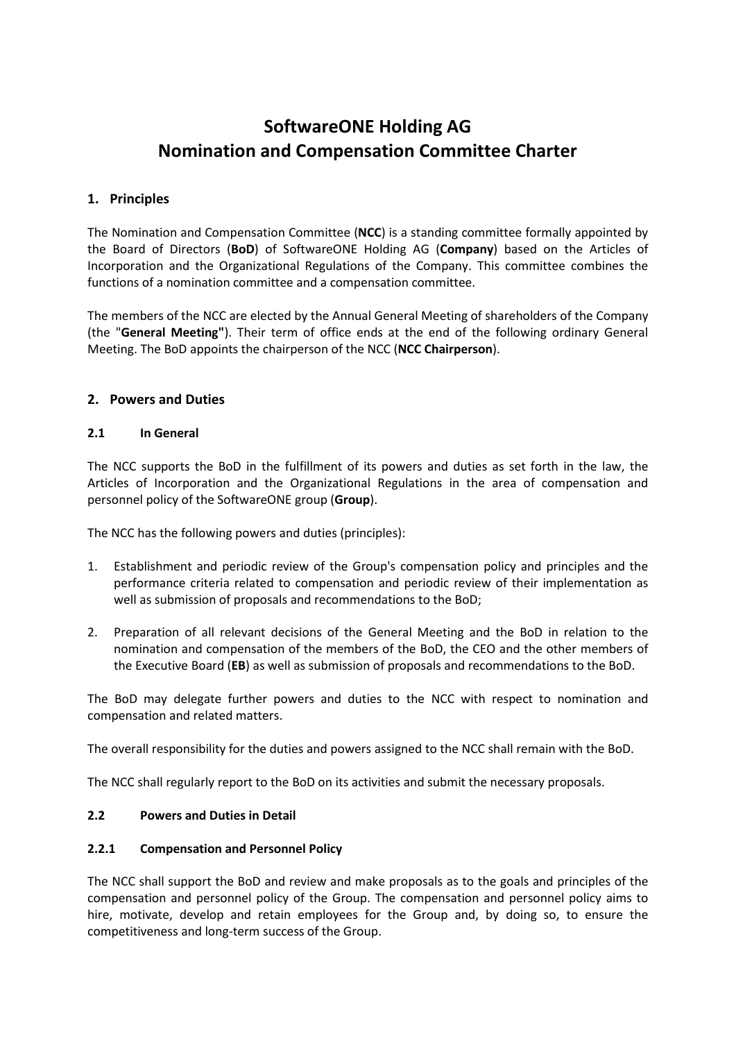# SoftwareONE Holding AG
# Nomination and Compensation Committee Charter

## 1. Principles

The Nomination and Compensation Committee (**NCC**) is a standing committee formally appointed by the Board of Directors (**BoD**) of SoftwareONE Holding AG (**Company**) based on the Articles of Incorporation and the Organizational Regulations of the Company. This committee combines the functions of a nomination committee and a compensation committee.

The members of the NCC are elected by the Annual General Meeting of shareholders of the Company (the "**General Meeting"**). Their term of office ends at the end of the following ordinary General Meeting. The BoD appoints the chairperson of the NCC (**NCC Chairperson**).

## 2. Powers and Duties

### 2.1 In General

The NCC supports the BoD in the fulfillment of its powers and duties as set forth in the law, the Articles of Incorporation and the Organizational Regulations in the area of compensation and personnel policy of the SoftwareONE group (**Group**).

The NCC has the following powers and duties (principles):

1. Establishment and periodic review of the Group's compensation policy and principles and the performance criteria related to compensation and periodic review of their implementation as well as submission of proposals and recommendations to the BoD;
2. Preparation of all relevant decisions of the General Meeting and the BoD in relation to the nomination and compensation of the members of the BoD, the CEO and the other members of the Executive Board (**EB**) as well as submission of proposals and recommendations to the BoD.

The BoD may delegate further powers and duties to the NCC with respect to nomination and compensation and related matters.

The overall responsibility for the duties and powers assigned to the NCC shall remain with the BoD.

The NCC shall regularly report to the BoD on its activities and submit the necessary proposals.

### 2.2 Powers and Duties in Detail

#### 2.2.1 Compensation and Personnel Policy

The NCC shall support the BoD and review and make proposals as to the goals and principles of the compensation and personnel policy of the Group. The compensation and personnel policy aims to hire, motivate, develop and retain employees for the Group and, by doing so, to ensure the competitiveness and long-term success of the Group.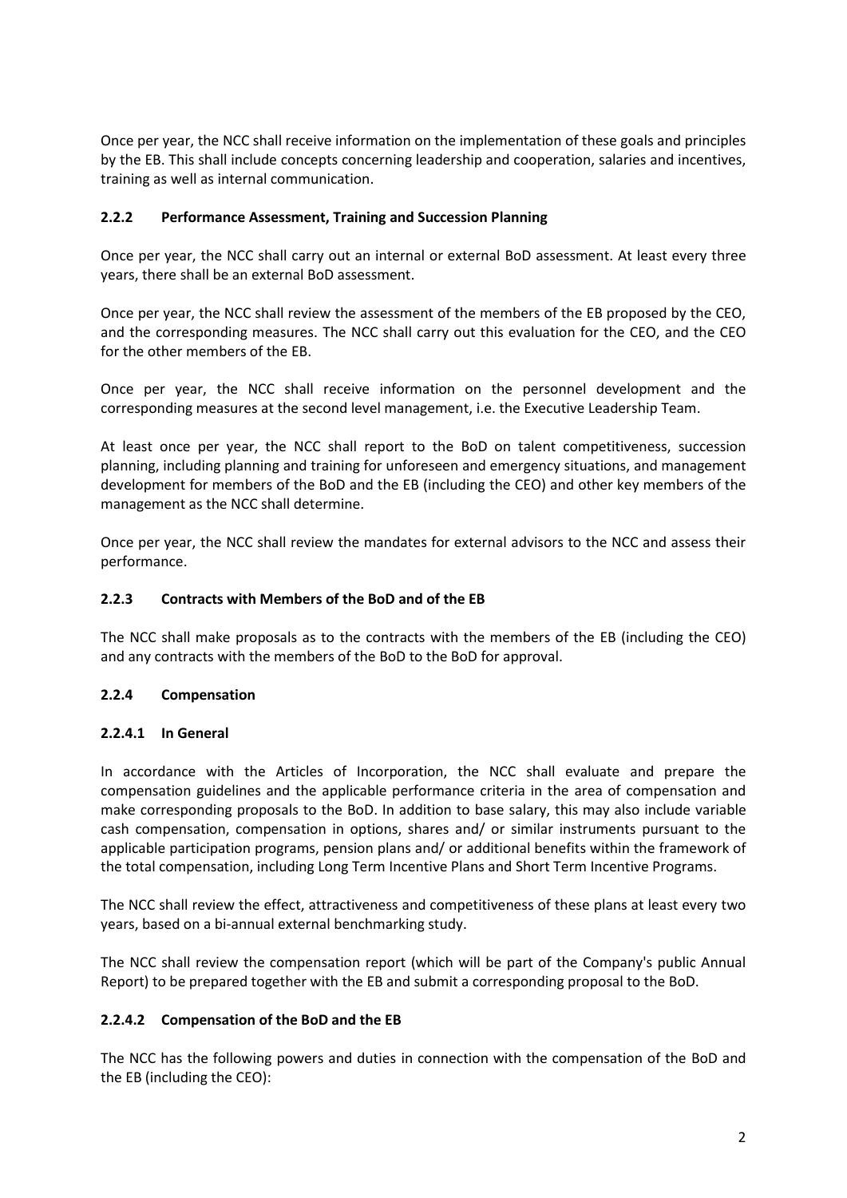Once per year, the NCC shall receive information on the implementation of these goals and principles by the EB. This shall include concepts concerning leadership and cooperation, salaries and incentives, training as well as internal communication.

### 2.2.2 Performance Assessment, Training and Succession Planning

Once per year, the NCC shall carry out an internal or external BoD assessment. At least every three years, there shall be an external BoD assessment.

Once per year, the NCC shall review the assessment of the members of the EB proposed by the CEO, and the corresponding measures. The NCC shall carry out this evaluation for the CEO, and the CEO for the other members of the EB.

Once per year, the NCC shall receive information on the personnel development and the corresponding measures at the second level management, i.e. the Executive Leadership Team.

At least once per year, the NCC shall report to the BoD on talent competitiveness, succession planning, including planning and training for unforeseen and emergency situations, and management development for members of the BoD and the EB (including the CEO) and other key members of the management as the NCC shall determine.

Once per year, the NCC shall review the mandates for external advisors to the NCC and assess their performance.

### 2.2.3 Contracts with Members of the BoD and of the EB

The NCC shall make proposals as to the contracts with the members of the EB (including the CEO) and any contracts with the members of the BoD to the BoD for approval.

### 2.2.4 Compensation

#### 2.2.4.1 In General

In accordance with the Articles of Incorporation, the NCC shall evaluate and prepare the compensation guidelines and the applicable performance criteria in the area of compensation and make corresponding proposals to the BoD. In addition to base salary, this may also include variable cash compensation, compensation in options, shares and/ or similar instruments pursuant to the applicable participation programs, pension plans and/ or additional benefits within the framework of the total compensation, including Long Term Incentive Plans and Short Term Incentive Programs.

The NCC shall review the effect, attractiveness and competitiveness of these plans at least every two years, based on a bi-annual external benchmarking study.

The NCC shall review the compensation report (which will be part of the Company's public Annual Report) to be prepared together with the EB and submit a corresponding proposal to the BoD.

#### 2.2.4.2 Compensation of the BoD and the EB

The NCC has the following powers and duties in connection with the compensation of the BoD and the EB (including the CEO):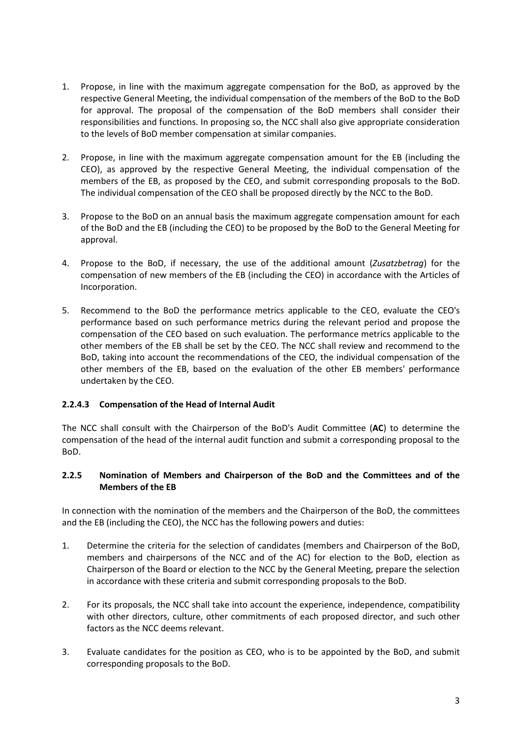1. Propose, in line with the maximum aggregate compensation for the BoD, as approved by the respective General Meeting, the individual compensation of the members of the BoD to the BoD for approval. The proposal of the compensation of the BoD members shall consider their responsibilities and functions. In proposing so, the NCC shall also give appropriate consideration to the levels of BoD member compensation at similar companies.

2. Propose, in line with the maximum aggregate compensation amount for the EB (including the CEO), as approved by the respective General Meeting, the individual compensation of the members of the EB, as proposed by the CEO, and submit corresponding proposals to the BoD. The individual compensation of the CEO shall be proposed directly by the NCC to the BoD.

3. Propose to the BoD on an annual basis the maximum aggregate compensation amount for each of the BoD and the EB (including the CEO) to be proposed by the BoD to the General Meeting for approval.

4. Propose to the BoD, if necessary, the use of the additional amount (*Zusatzbetrag*) for the compensation of new members of the EB (including the CEO) in accordance with the Articles of Incorporation.

5. Recommend to the BoD the performance metrics applicable to the CEO, evaluate the CEO's performance based on such performance metrics during the relevant period and propose the compensation of the CEO based on such evaluation. The performance metrics applicable to the other members of the EB shall be set by the CEO. The NCC shall review and recommend to the BoD, taking into account the recommendations of the CEO, the individual compensation of the other members of the EB, based on the evaluation of the other EB members' performance undertaken by the CEO.

#### 2.2.4.3 Compensation of the Head of Internal Audit

The NCC shall consult with the Chairperson of the BoD's Audit Committee (**AC**) to determine the compensation of the head of the internal audit function and submit a corresponding proposal to the BoD.

### 2.2.5 Nomination of Members and Chairperson of the BoD and the Committees and of the Members of the EB

In connection with the nomination of the members and the Chairperson of the BoD, the committees and the EB (including the CEO), the NCC has the following powers and duties:

1. Determine the criteria for the selection of candidates (members and Chairperson of the BoD, members and chairpersons of the NCC and of the AC) for election to the BoD, election as Chairperson of the Board or election to the NCC by the General Meeting, prepare the selection in accordance with these criteria and submit corresponding proposals to the BoD.

2. For its proposals, the NCC shall take into account the experience, independence, compatibility with other directors, culture, other commitments of each proposed director, and such other factors as the NCC deems relevant.

3. Evaluate candidates for the position as CEO, who is to be appointed by the BoD, and submit corresponding proposals to the BoD.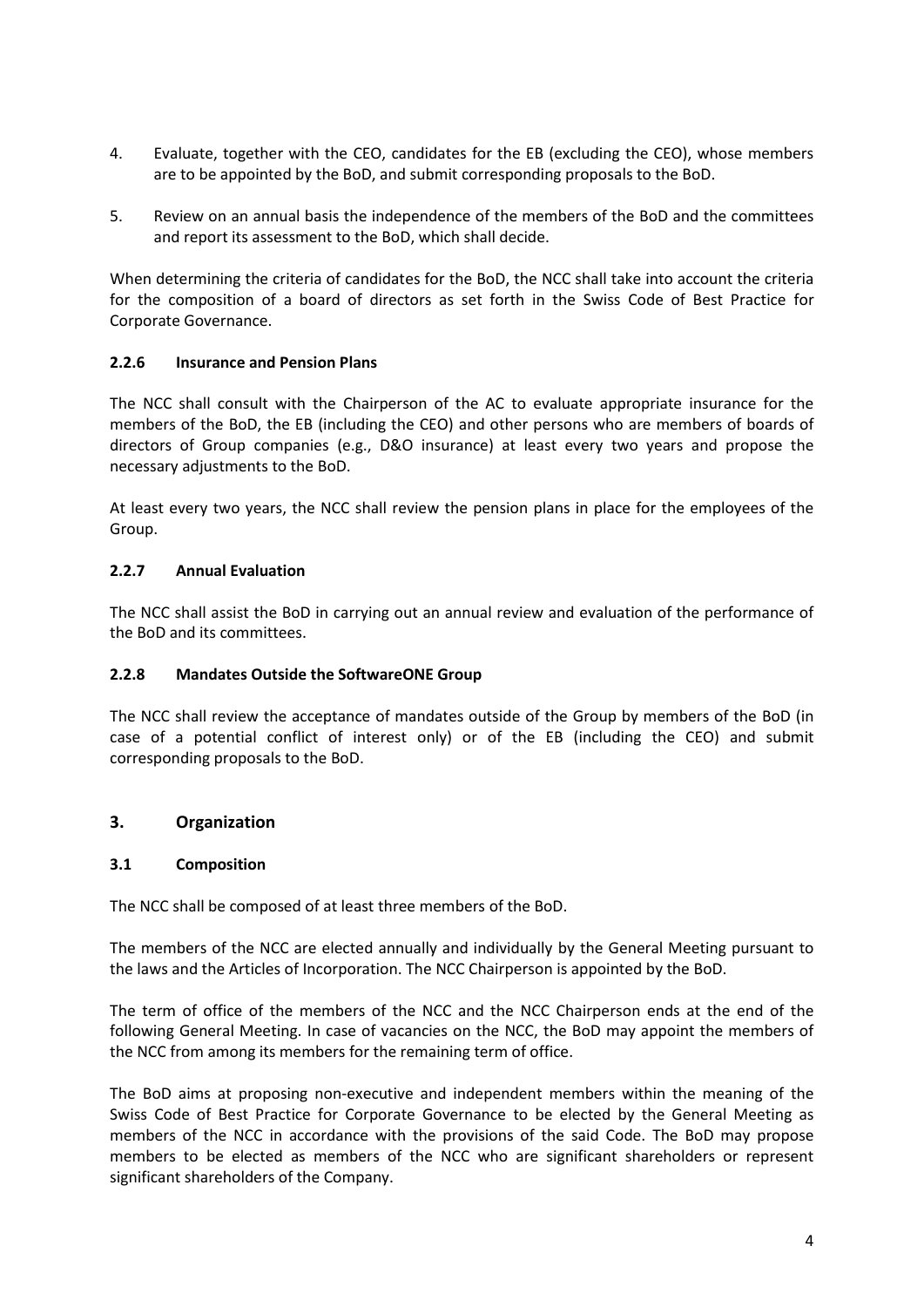4. Evaluate, together with the CEO, candidates for the EB (excluding the CEO), whose members are to be appointed by the BoD, and submit corresponding proposals to the BoD.

5. Review on an annual basis the independence of the members of the BoD and the committees and report its assessment to the BoD, which shall decide.

When determining the criteria of candidates for the BoD, the NCC shall take into account the criteria for the composition of a board of directors as set forth in the Swiss Code of Best Practice for Corporate Governance.

#### 2.2.6 Insurance and Pension Plans

The NCC shall consult with the Chairperson of the AC to evaluate appropriate insurance for the members of the BoD, the EB (including the CEO) and other persons who are members of boards of directors of Group companies (e.g., D&O insurance) at least every two years and propose the necessary adjustments to the BoD.

At least every two years, the NCC shall review the pension plans in place for the employees of the Group.

#### 2.2.7 Annual Evaluation

The NCC shall assist the BoD in carrying out an annual review and evaluation of the performance of the BoD and its committees.

#### 2.2.8 Mandates Outside the SoftwareONE Group

The NCC shall review the acceptance of mandates outside of the Group by members of the BoD (in case of a potential conflict of interest only) or of the EB (including the CEO) and submit corresponding proposals to the BoD.

## 3. Organization

### 3.1 Composition

The NCC shall be composed of at least three members of the BoD.

The members of the NCC are elected annually and individually by the General Meeting pursuant to the laws and the Articles of Incorporation. The NCC Chairperson is appointed by the BoD.

The term of office of the members of the NCC and the NCC Chairperson ends at the end of the following General Meeting. In case of vacancies on the NCC, the BoD may appoint the members of the NCC from among its members for the remaining term of office.

The BoD aims at proposing non-executive and independent members within the meaning of the Swiss Code of Best Practice for Corporate Governance to be elected by the General Meeting as members of the NCC in accordance with the provisions of the said Code. The BoD may propose members to be elected as members of the NCC who are significant shareholders or represent significant shareholders of the Company.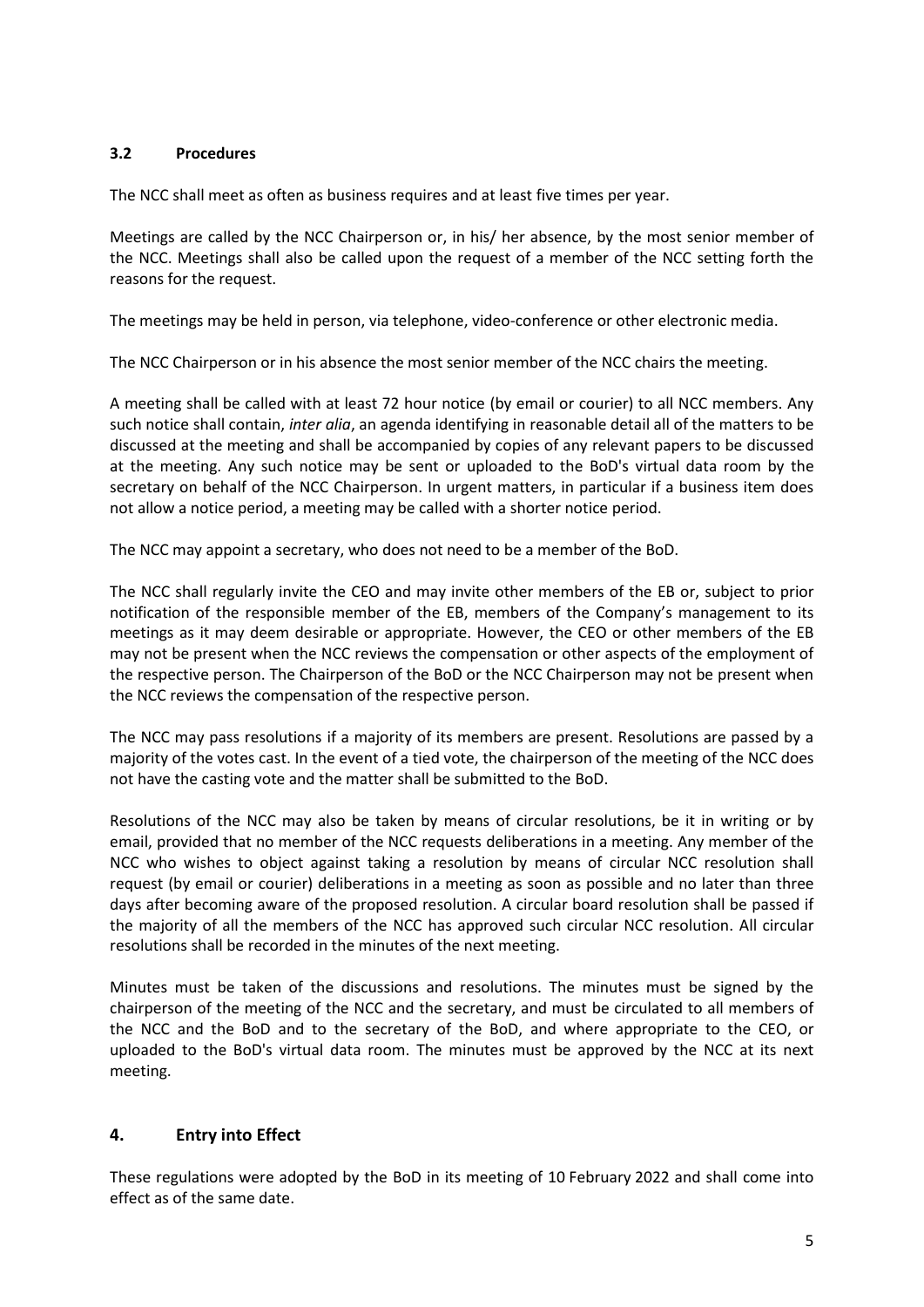### 3.2 Procedures

The NCC shall meet as often as business requires and at least five times per year.

Meetings are called by the NCC Chairperson or, in his/ her absence, by the most senior member of the NCC. Meetings shall also be called upon the request of a member of the NCC setting forth the reasons for the request.

The meetings may be held in person, via telephone, video-conference or other electronic media.

The NCC Chairperson or in his absence the most senior member of the NCC chairs the meeting.

A meeting shall be called with at least 72 hour notice (by email or courier) to all NCC members. Any such notice shall contain, *inter alia*, an agenda identifying in reasonable detail all of the matters to be discussed at the meeting and shall be accompanied by copies of any relevant papers to be discussed at the meeting. Any such notice may be sent or uploaded to the BoD's virtual data room by the secretary on behalf of the NCC Chairperson. In urgent matters, in particular if a business item does not allow a notice period, a meeting may be called with a shorter notice period.

The NCC may appoint a secretary, who does not need to be a member of the BoD.

The NCC shall regularly invite the CEO and may invite other members of the EB or, subject to prior notification of the responsible member of the EB, members of the Company's management to its meetings as it may deem desirable or appropriate. However, the CEO or other members of the EB may not be present when the NCC reviews the compensation or other aspects of the employment of the respective person. The Chairperson of the BoD or the NCC Chairperson may not be present when the NCC reviews the compensation of the respective person.

The NCC may pass resolutions if a majority of its members are present. Resolutions are passed by a majority of the votes cast. In the event of a tied vote, the chairperson of the meeting of the NCC does not have the casting vote and the matter shall be submitted to the BoD.

Resolutions of the NCC may also be taken by means of circular resolutions, be it in writing or by email, provided that no member of the NCC requests deliberations in a meeting. Any member of the NCC who wishes to object against taking a resolution by means of circular NCC resolution shall request (by email or courier) deliberations in a meeting as soon as possible and no later than three days after becoming aware of the proposed resolution. A circular board resolution shall be passed if the majority of all the members of the NCC has approved such circular NCC resolution. All circular resolutions shall be recorded in the minutes of the next meeting.

Minutes must be taken of the discussions and resolutions. The minutes must be signed by the chairperson of the meeting of the NCC and the secretary, and must be circulated to all members of the NCC and the BoD and to the secretary of the BoD, and where appropriate to the CEO, or uploaded to the BoD's virtual data room. The minutes must be approved by the NCC at its next meeting.

## 4. Entry into Effect

These regulations were adopted by the BoD in its meeting of 10 February 2022 and shall come into effect as of the same date.